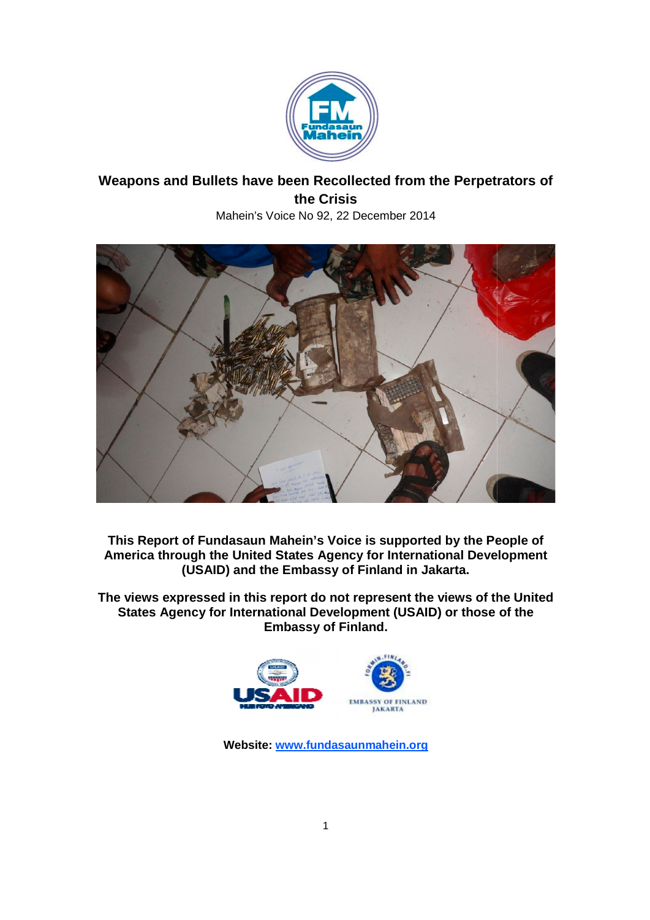# Weapons and Bullets have been Recollected from the Perpetrators of the Crisis

Mahein's Voice No 92, 22 December 2014

**This Report of Fundasaun Mahein's Voice is supported by the People of America through the United States Agency for International Development (USAID) and the Embassy of Finland in Jakarta.**

**The views expressed in this report do not represent the views of the United States Agency for International Development (USAID) or those of the Embassy of Finland.**

**Website: [www.fundasaunmahein.org](http://www.fundasaunmahein.org)**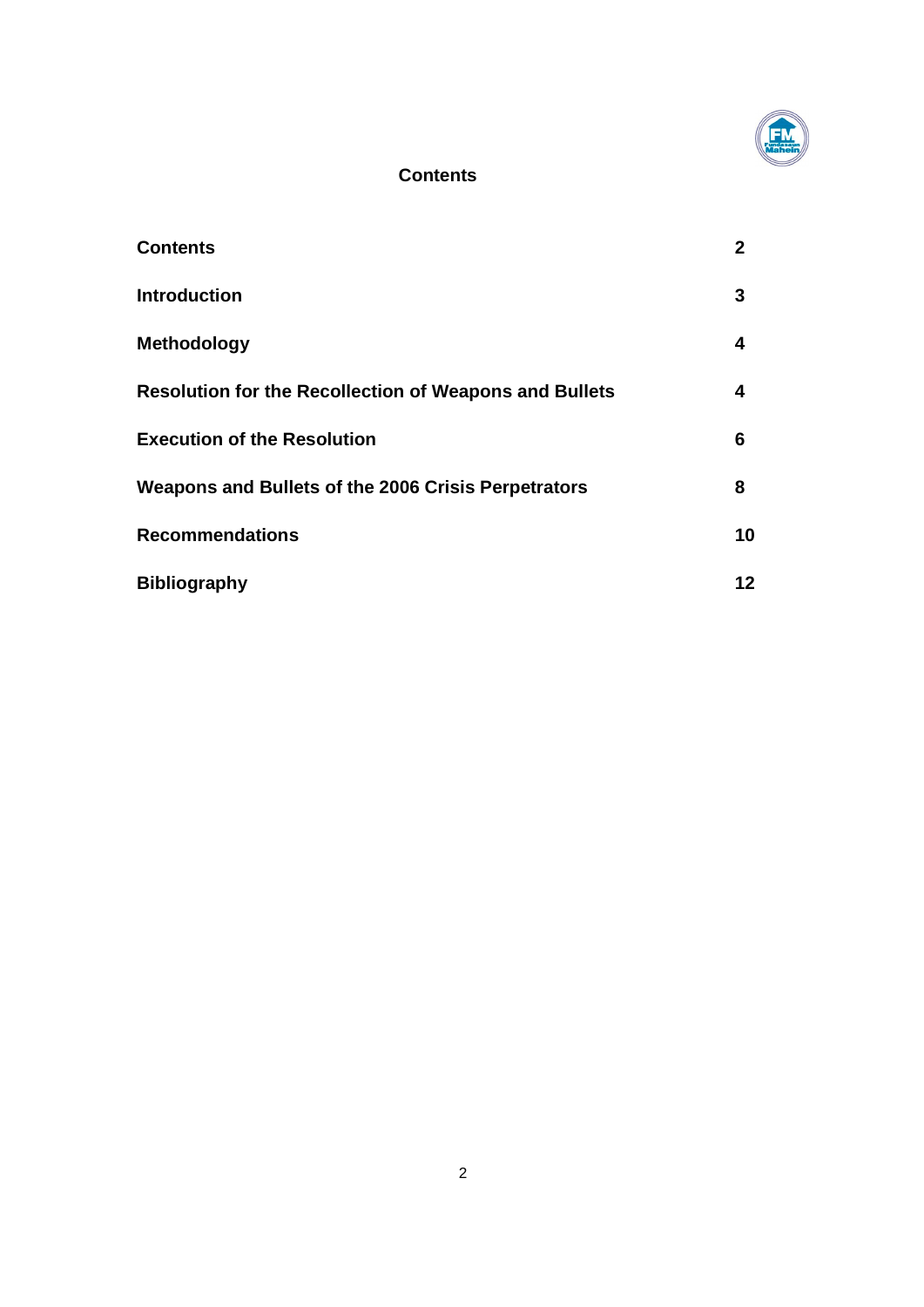## Contents

| | |
|---|---|
| **Contents** | **2** |
| **Introduction** | **3** |
| **Methodology** | **4** |
| **Resolution for the Recollection of Weapons and Bullets** | **4** |
| **Execution of the Resolution** | **6** |
| **Weapons and Bullets of the 2006 Crisis Perpetrators** | **8** |
| **Recommendations** | **10** |
| **Bibliography** | **12** |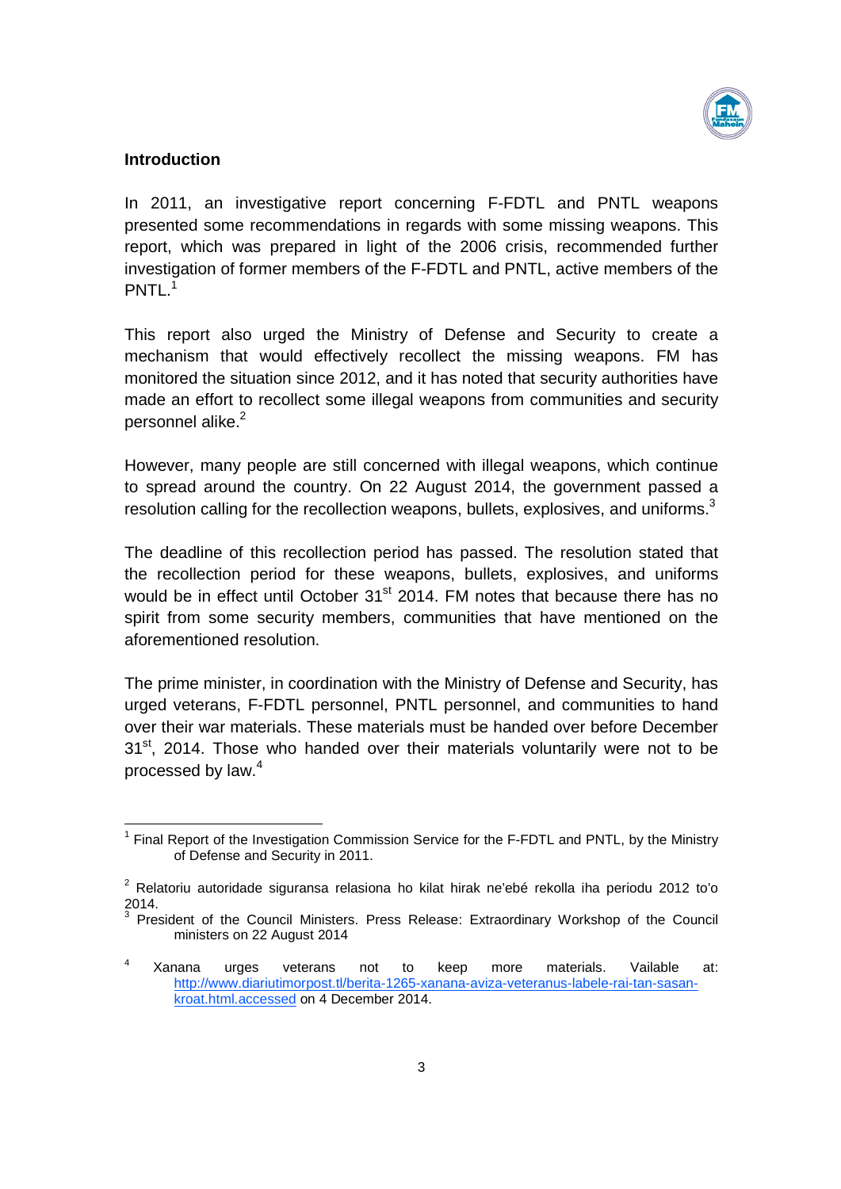## Introduction

In 2011, an investigative report concerning F-FDTL and PNTL weapons presented some recommendations in regards with some missing weapons. This report, which was prepared in light of the 2006 crisis, recommended further investigation of former members of the F-FDTL and PNTL, active members of the PNTL.[1]

This report also urged the Ministry of Defense and Security to create a mechanism that would effectively recollect the missing weapons. FM has monitored the situation since 2012, and it has noted that security authorities have made an effort to recollect some illegal weapons from communities and security personnel alike.[2]

However, many people are still concerned with illegal weapons, which continue to spread around the country. On 22 August 2014, the government passed a resolution calling for the recollection weapons, bullets, explosives, and uniforms.[3]

The deadline of this recollection period has passed. The resolution stated that the recollection period for these weapons, bullets, explosives, and uniforms would be in effect until October 31st 2014. FM notes that because there has no spirit from some security members, communities that have mentioned on the aforementioned resolution.

The prime minister, in coordination with the Ministry of Defense and Security, has urged veterans, F-FDTL personnel, PNTL personnel, and communities to hand over their war materials. These materials must be handed over before December 31st, 2014. Those who handed over their materials voluntarily were not to be processed by law.[4]

---

[1] Final Report of the Investigation Commission Service for the F-FDTL and PNTL, by the Ministry of Defense and Security in 2011.

[2] Relatoriu autoridade siguransa relasiona ho kilat hirak ne'ebé rekolla iha periodu 2012 to'o 2014.

[3] President of the Council Ministers. Press Release: Extraordinary Workshop of the Council ministers on 22 August 2014

[4] Xanana urges veterans not to keep more materials. Vailable at: http://www.diariutimorpost.tl/berita-1265-xanana-aviza-veteranus-labele-rai-tan-sasan-kroat.html.accessed on 4 December 2014.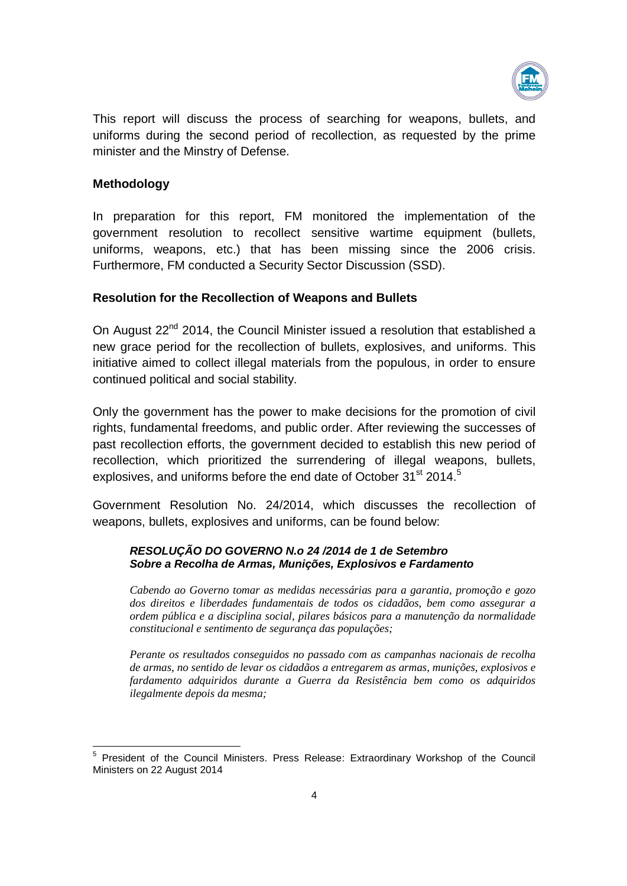This report will discuss the process of searching for weapons, bullets, and uniforms during the second period of recollection, as requested by the prime minister and the Minstry of Defense.

## Methodology

In preparation for this report, FM monitored the implementation of the government resolution to recollect sensitive wartime equipment (bullets, uniforms, weapons, etc.) that has been missing since the 2006 crisis. Furthermore, FM conducted a Security Sector Discussion (SSD).

## Resolution for the Recollection of Weapons and Bullets

On August 22nd 2014, the Council Minister issued a resolution that established a new grace period for the recollection of bullets, explosives, and uniforms. This initiative aimed to collect illegal materials from the populous, in order to ensure continued political and social stability.

Only the government has the power to make decisions for the promotion of civil rights, fundamental freedoms, and public order. After reviewing the successes of past recollection efforts, the government decided to establish this new period of recollection, which prioritized the surrendering of illegal weapons, bullets, explosives, and uniforms before the end date of October 31st 2014.[5]

Government Resolution No. 24/2014, which discusses the recollection of weapons, bullets, explosives and uniforms, can be found below:

> ***RESOLUÇÃO DO GOVERNO N.o 24 /2014 de 1 de Setembro***
> ***Sobre a Recolha de Armas, Munições, Explosivos e Fardamento***
>
> *Cabendo ao Governo tomar as medidas necessárias para a garantia, promoção e gozo dos direitos e liberdades fundamentais de todos os cidadãos, bem como assegurar a ordem pública e a disciplina social, pilares básicos para a manutenção da normalidade constitucional e sentimento de segurança das populações;*
>
> *Perante os resultados conseguidos no passado com as campanhas nacionais de recolha de armas, no sentido de levar os cidadãos a entregarem as armas, munições, explosivos e fardamento adquiridos durante a Guerra da Resistência bem como os adquiridos ilegalmente depois da mesma;*

---

[5] President of the Council Ministers. Press Release: Extraordinary Workshop of the Council Ministers on 22 August 2014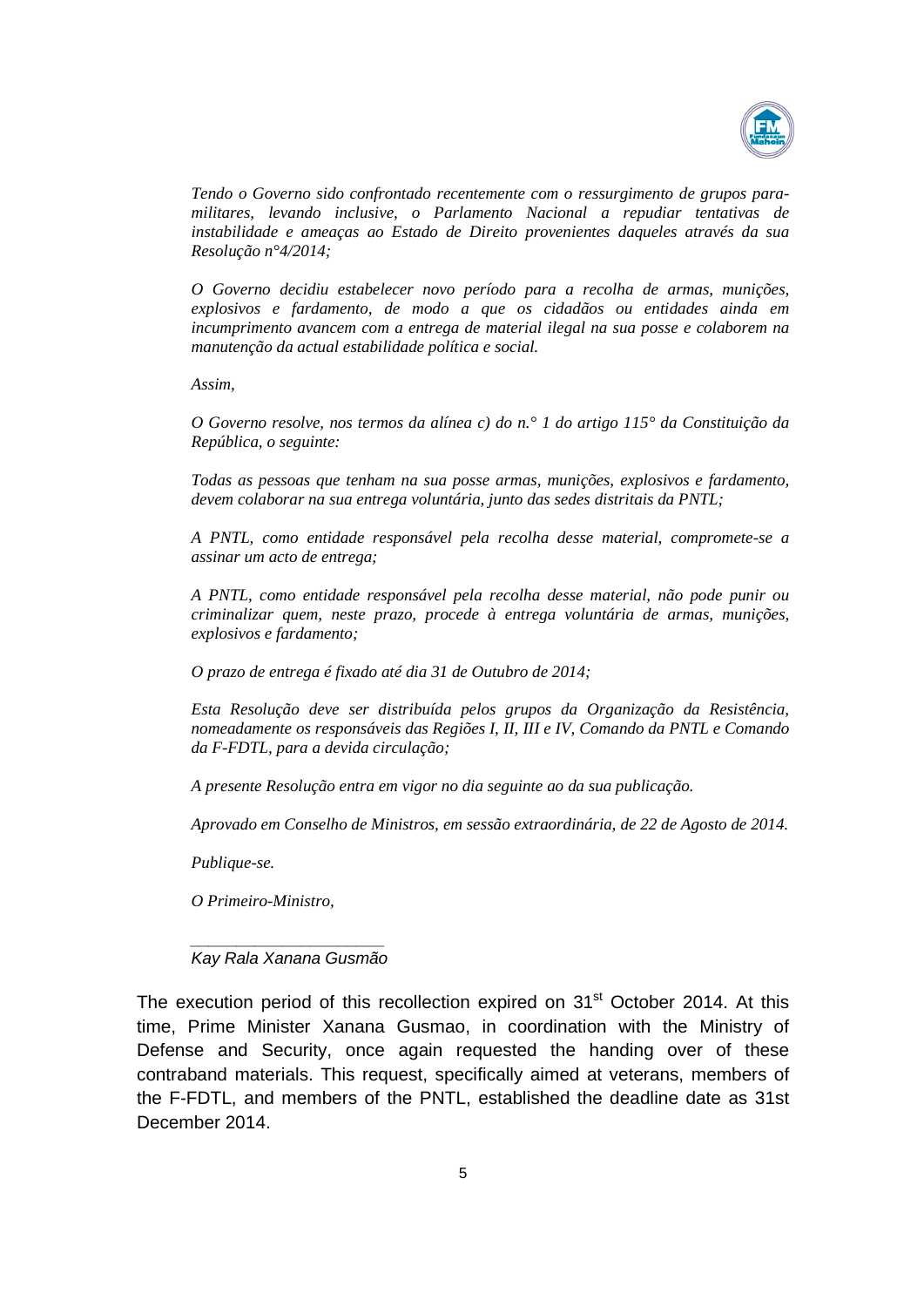*Tendo o Governo sido confrontado recentemente com o ressurgimento de grupos para-militares, levando inclusive, o Parlamento Nacional a repudiar tentativas de instabilidade e ameaças ao Estado de Direito provenientes daqueles através da sua Resolução n°4/2014;*

*O Governo decidiu estabelecer novo período para a recolha de armas, munições, explosivos e fardamento, de modo a que os cidadãos ou entidades ainda em incumprimento avancem com a entrega de material ilegal na sua posse e colaborem na manutenção da actual estabilidade política e social.*

*Assim,*

*O Governo resolve, nos termos da alínea c) do n.° 1 do artigo 115° da Constituição da República, o seguinte:*

*Todas as pessoas que tenham na sua posse armas, munições, explosivos e fardamento, devem colaborar na sua entrega voluntária, junto das sedes distritais da PNTL;*

*A PNTL, como entidade responsável pela recolha desse material, compromete-se a assinar um acto de entrega;*

*A PNTL, como entidade responsável pela recolha desse material, não pode punir ou criminalizar quem, neste prazo, procede à entrega voluntária de armas, munições, explosivos e fardamento;*

*O prazo de entrega é fixado até dia 31 de Outubro de 2014;*

*Esta Resolução deve ser distribuída pelos grupos da Organização da Resistência, nomeadamente os responsáveis das Regiões I, II, III e IV, Comando da PNTL e Comando da F-FDTL, para a devida circulação;*

*A presente Resolução entra em vigor no dia seguinte ao da sua publicação.*

*Aprovado em Conselho de Ministros, em sessão extraordinária, de 22 de Agosto de 2014.*

*Publique-se.*

*O Primeiro-Ministro,*

\_\_\_\_\_\_\_\_\_\_\_\_\_\_\_\_\_\_\_\_\_\_\_\_

*Kay Rala Xanana Gusmão*

The execution period of this recollection expired on 31st October 2014. At this time, Prime Minister Xanana Gusmao, in coordination with the Ministry of Defense and Security, once again requested the handing over of these contraband materials. This request, specifically aimed at veterans, members of the F-FDTL, and members of the PNTL, established the deadline date as 31st December 2014.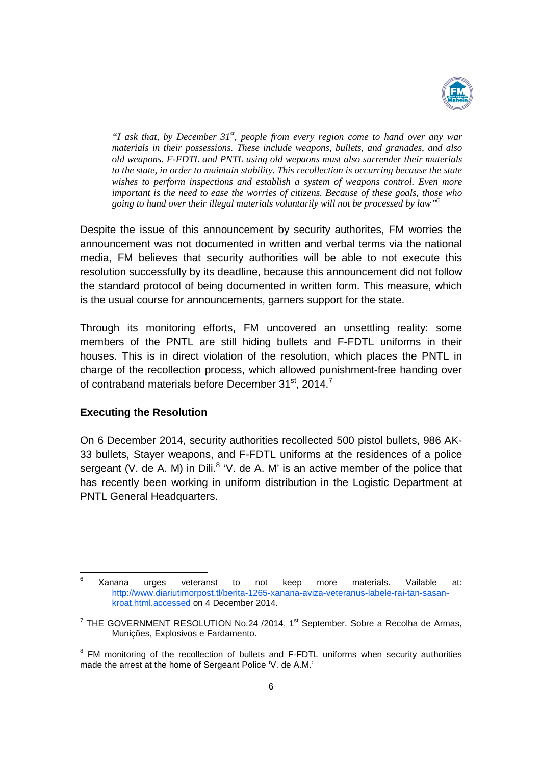*"I ask that, by December 31st, people from every region come to hand over any war materials in their possessions. These include weapons, bullets, and granades, and also old weapons. F-FDTL and PNTL using old wepaons must also surrender their materials to the state, in order to maintain stability. This recollection is occurring because the state wishes to perform inspections and establish a system of weapons control. Even more important is the need to ease the worries of citizens. Because of these goals, those who going to hand over their illegal materials voluntarily will not be processed by law"*[6]

Despite the issue of this announcement by security authorites, FM worries the announcement was not documented in written and verbal terms via the national media, FM believes that security authorities will be able to not execute this resolution successfully by its deadline, because this announcement did not follow the standard protocol of being documented in written form. This measure, which is the usual course for announcements, garners support for the state.

Through its monitoring efforts, FM uncovered an unsettling reality: some members of the PNTL are still hiding bullets and F-FDTL uniforms in their houses. This is in direct violation of the resolution, which places the PNTL in charge of the recollection process, which allowed punishment-free handing over of contraband materials before December 31st, 2014.[7]

**Executing the Resolution**

On 6 December 2014, security authorities recollected 500 pistol bullets, 986 AK-33 bullets, Stayer weapons, and F-FDTL uniforms at the residences of a police sergeant (V. de A. M) in Dili.[8] 'V. de A. M' is an active member of the police that has recently been working in uniform distribution in the Logistic Department at PNTL General Headquarters.

---

[6] Xanana urges veteranst to not keep more materials. Vailable at: http://www.diariutimorpost.tl/berita-1265-xanana-aviza-veteranus-labele-rai-tan-sasan-kroat.html.accessed on 4 December 2014.

[7] THE GOVERNMENT RESOLUTION No.24 /2014, 1st September. Sobre a Recolha de Armas, Munições, Explosivos e Fardamento.

[8] FM monitoring of the recollection of bullets and F-FDTL uniforms when security authorities made the arrest at the home of Sergeant Police 'V. de A.M.'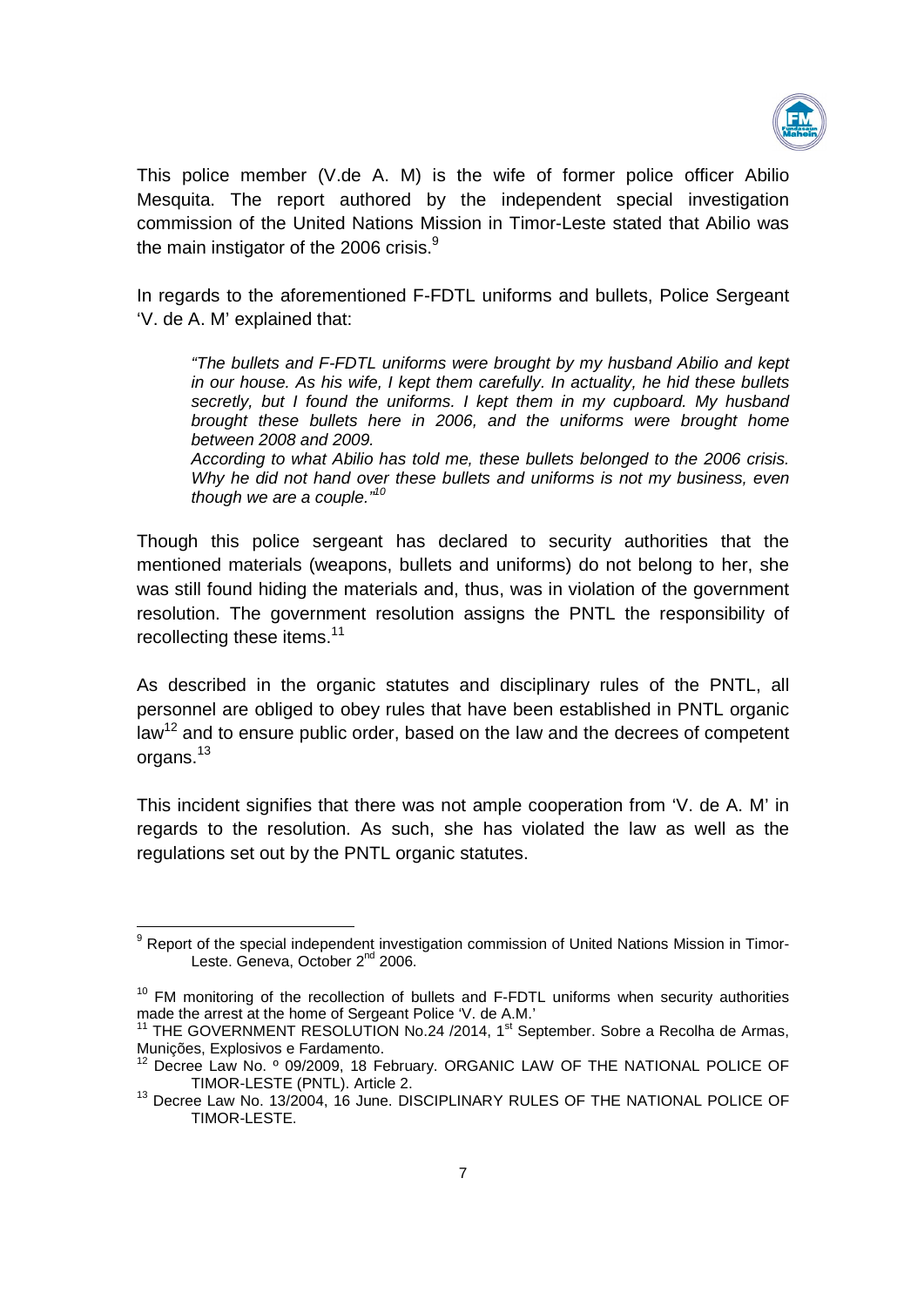This police member (V.de A. M) is the wife of former police officer Abilio Mesquita. The report authored by the independent special investigation commission of the United Nations Mission in Timor-Leste stated that Abilio was the main instigator of the 2006 crisis.[9]

In regards to the aforementioned F-FDTL uniforms and bullets, Police Sergeant 'V. de A. M' explained that:

> *"The bullets and F-FDTL uniforms were brought by my husband Abilio and kept in our house. As his wife, I kept them carefully. In actuality, he hid these bullets secretly, but I found the uniforms. I kept them in my cupboard. My husband brought these bullets here in 2006, and the uniforms were brought home between 2008 and 2009.*
>
> *According to what Abilio has told me, these bullets belonged to the 2006 crisis. Why he did not hand over these bullets and uniforms is not my business, even though we are a couple."*[10]

Though this police sergeant has declared to security authorities that the mentioned materials (weapons, bullets and uniforms) do not belong to her, she was still found hiding the materials and, thus, was in violation of the government resolution. The government resolution assigns the PNTL the responsibility of recollecting these items.[11]

As described in the organic statutes and disciplinary rules of the PNTL, all personnel are obliged to obey rules that have been established in PNTL organic law[12] and to ensure public order, based on the law and the decrees of competent organs.[13]

This incident signifies that there was not ample cooperation from 'V. de A. M' in regards to the resolution. As such, she has violated the law as well as the regulations set out by the PNTL organic statutes.

---

[9] Report of the special independent investigation commission of United Nations Mission in Timor-Leste. Geneva, October 2nd 2006.

[10] FM monitoring of the recollection of bullets and F-FDTL uniforms when security authorities made the arrest at the home of Sergeant Police 'V. de A.M.'

[11] THE GOVERNMENT RESOLUTION No.24 /2014, 1st September. Sobre a Recolha de Armas, Munições, Explosivos e Fardamento.

[12] Decree Law No. º 09/2009, 18 February. ORGANIC LAW OF THE NATIONAL POLICE OF TIMOR-LESTE (PNTL). Article 2.

[13] Decree Law No. 13/2004, 16 June. DISCIPLINARY RULES OF THE NATIONAL POLICE OF TIMOR-LESTE.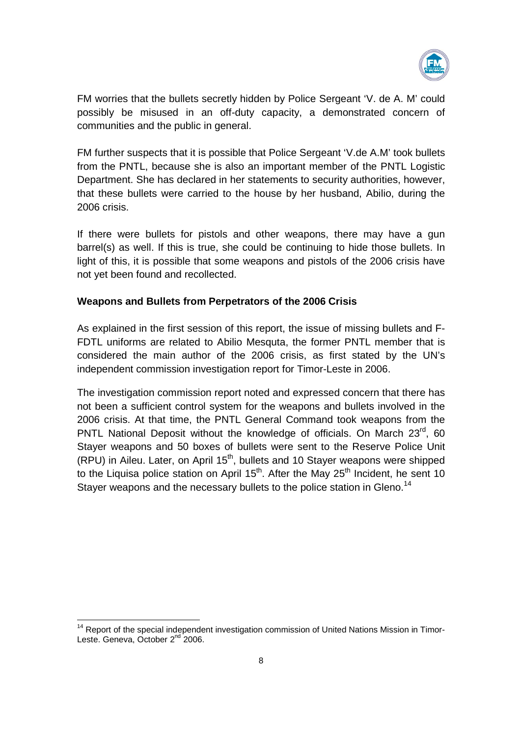FM worries that the bullets secretly hidden by Police Sergeant 'V. de A. M' could possibly be misused in an off-duty capacity, a demonstrated concern of communities and the public in general.

FM further suspects that it is possible that Police Sergeant 'V.de A.M' took bullets from the PNTL, because she is also an important member of the PNTL Logistic Department. She has declared in her statements to security authorities, however, that these bullets were carried to the house by her husband, Abilio, during the 2006 crisis.

If there were bullets for pistols and other weapons, there may have a gun barrel(s) as well. If this is true, she could be continuing to hide those bullets. In light of this, it is possible that some weapons and pistols of the 2006 crisis have not yet been found and recollected.

**Weapons and Bullets from Perpetrators of the 2006 Crisis**

As explained in the first session of this report, the issue of missing bullets and F-FDTL uniforms are related to Abilio Mesquta, the former PNTL member that is considered the main author of the 2006 crisis, as first stated by the UN's independent commission investigation report for Timor-Leste in 2006.

The investigation commission report noted and expressed concern that there has not been a sufficient control system for the weapons and bullets involved in the 2006 crisis. At that time, the PNTL General Command took weapons from the PNTL National Deposit without the knowledge of officials. On March 23rd, 60 Stayer weapons and 50 boxes of bullets were sent to the Reserve Police Unit (RPU) in Aileu. Later, on April 15th, bullets and 10 Stayer weapons were shipped to the Liquisa police station on April 15th. After the May 25th Incident, he sent 10 Stayer weapons and the necessary bullets to the police station in Gleno.[14]

[14] Report of the special independent investigation commission of United Nations Mission in Timor-Leste. Geneva, October 2nd 2006.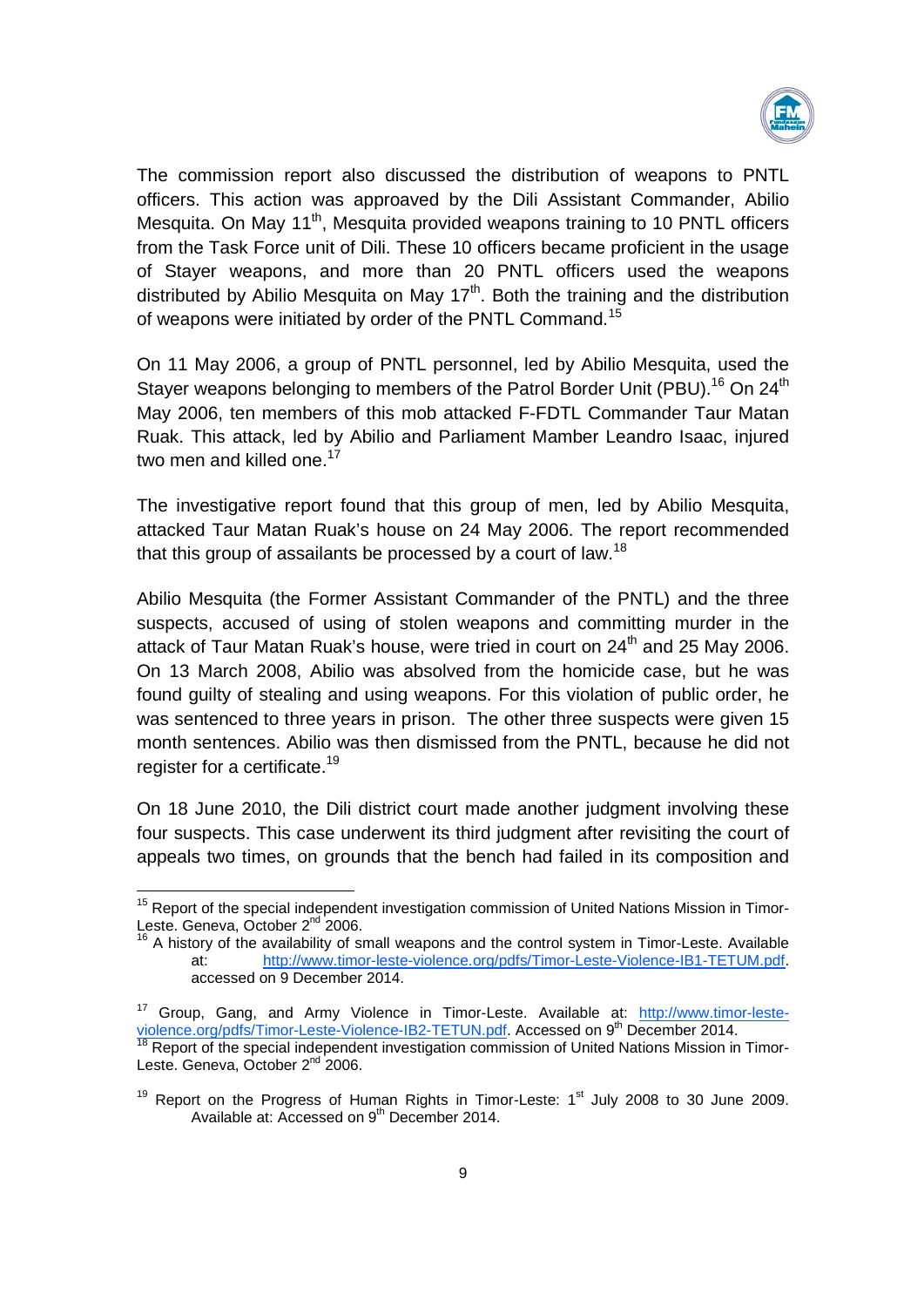The commission report also discussed the distribution of weapons to PNTL officers. This action was approaved by the Dili Assistant Commander, Abilio Mesquita. On May 11th, Mesquita provided weapons training to 10 PNTL officers from the Task Force unit of Dili. These 10 officers became proficient in the usage of Stayer weapons, and more than 20 PNTL officers used the weapons distributed by Abilio Mesquita on May 17th. Both the training and the distribution of weapons were initiated by order of the PNTL Command.[15]

On 11 May 2006, a group of PNTL personnel, led by Abilio Mesquita, used the Stayer weapons belonging to members of the Patrol Border Unit (PBU).[16] On 24th May 2006, ten members of this mob attacked F-FDTL Commander Taur Matan Ruak. This attack, led by Abilio and Parliament Mamber Leandro Isaac, injured two men and killed one.[17]

The investigative report found that this group of men, led by Abilio Mesquita, attacked Taur Matan Ruak's house on 24 May 2006. The report recommended that this group of assailants be processed by a court of law.[18]

Abilio Mesquita (the Former Assistant Commander of the PNTL) and the three suspects, accused of using of stolen weapons and committing murder in the attack of Taur Matan Ruak's house, were tried in court on 24th and 25 May 2006. On 13 March 2008, Abilio was absolved from the homicide case, but he was found guilty of stealing and using weapons. For this violation of public order, he was sentenced to three years in prison. The other three suspects were given 15 month sentences. Abilio was then dismissed from the PNTL, because he did not register for a certificate.[19]

On 18 June 2010, the Dili district court made another judgment involving these four suspects. This case underwent its third judgment after revisiting the court of appeals two times, on grounds that the bench had failed in its composition and

---

[15] Report of the special independent investigation commission of United Nations Mission in Timor-Leste. Geneva, October 2nd 2006.

[16] A history of the availability of small weapons and the control system in Timor-Leste. Available at: http://www.timor-leste-violence.org/pdfs/Timor-Leste-Violence-IB1-TETUM.pdf. accessed on 9 December 2014.

[17] Group, Gang, and Army Violence in Timor-Leste. Available at: http://www.timor-leste-violence.org/pdfs/Timor-Leste-Violence-IB2-TETUN.pdf. Accessed on 9th December 2014.

[18] Report of the special independent investigation commission of United Nations Mission in Timor-Leste. Geneva, October 2nd 2006.

[19] Report on the Progress of Human Rights in Timor-Leste: 1st July 2008 to 30 June 2009. Available at: Accessed on 9th December 2014.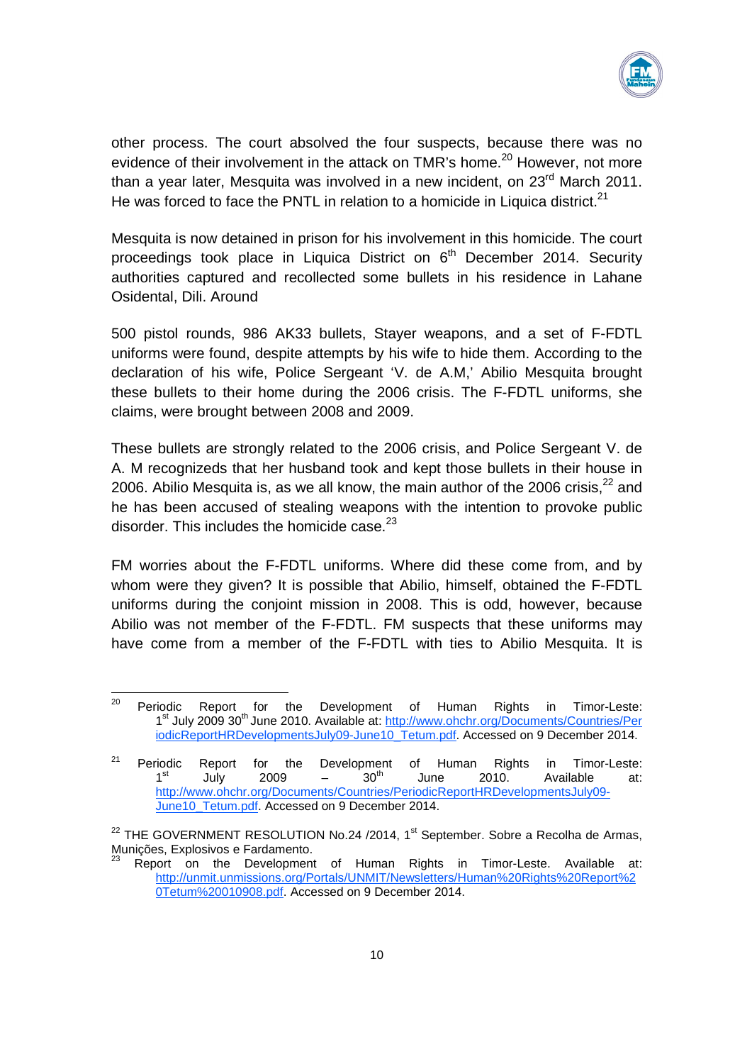other process. The court absolved the four suspects, because there was no evidence of their involvement in the attack on TMR's home.[20] However, not more than a year later, Mesquita was involved in a new incident, on 23rd March 2011. He was forced to face the PNTL in relation to a homicide in Liquica district.[21]

Mesquita is now detained in prison for his involvement in this homicide. The court proceedings took place in Liquica District on 6th December 2014. Security authorities captured and recollected some bullets in his residence in Lahane Osidental, Dili. Around

500 pistol rounds, 986 AK33 bullets, Stayer weapons, and a set of F-FDTL uniforms were found, despite attempts by his wife to hide them. According to the declaration of his wife, Police Sergeant 'V. de A.M,' Abilio Mesquita brought these bullets to their home during the 2006 crisis. The F-FDTL uniforms, she claims, were brought between 2008 and 2009.

These bullets are strongly related to the 2006 crisis, and Police Sergeant V. de A. M recognizeds that her husband took and kept those bullets in their house in 2006. Abilio Mesquita is, as we all know, the main author of the 2006 crisis,[22] and he has been accused of stealing weapons with the intention to provoke public disorder. This includes the homicide case.[23]

FM worries about the F-FDTL uniforms. Where did these come from, and by whom were they given? It is possible that Abilio, himself, obtained the F-FDTL uniforms during the conjoint mission in 2008. This is odd, however, because Abilio was not member of the F-FDTL. FM suspects that these uniforms may have come from a member of the F-FDTL with ties to Abilio Mesquita. It is

---

[20] Periodic Report for the Development of Human Rights in Timor-Leste: 1st July 2009 30th June 2010. Available at: http://www.ohchr.org/Documents/Countries/PeriodicReportHRDevelopmentsJuly09-June10_Tetum.pdf. Accessed on 9 December 2014.

[21] Periodic Report for the Development of Human Rights in Timor-Leste: 1st July 2009 – 30th June 2010. Available at: http://www.ohchr.org/Documents/Countries/PeriodicReportHRDevelopmentsJuly09-June10_Tetum.pdf. Accessed on 9 December 2014.

[22] THE GOVERNMENT RESOLUTION No.24 /2014, 1st September. Sobre a Recolha de Armas, Munições, Explosivos e Fardamento.

[23] Report on the Development of Human Rights in Timor-Leste. Available at: http://unmit.unmissions.org/Portals/UNMIT/Newsletters/Human%20Rights%20Report%20Tetum%20010908.pdf. Accessed on 9 December 2014.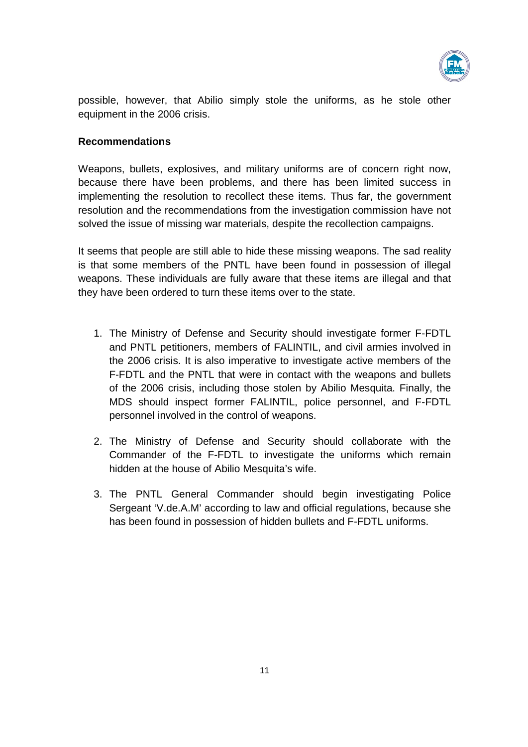possible, however, that Abilio simply stole the uniforms, as he stole other equipment in the 2006 crisis.

**Recommendations**

Weapons, bullets, explosives, and military uniforms are of concern right now, because there have been problems, and there has been limited success in implementing the resolution to recollect these items. Thus far, the government resolution and the recommendations from the investigation commission have not solved the issue of missing war materials, despite the recollection campaigns.

It seems that people are still able to hide these missing weapons. The sad reality is that some members of the PNTL have been found in possession of illegal weapons. These individuals are fully aware that these items are illegal and that they have been ordered to turn these items over to the state.

1. The Ministry of Defense and Security should investigate former F-FDTL and PNTL petitioners, members of FALINTIL, and civil armies involved in the 2006 crisis. It is also imperative to investigate active members of the F-FDTL and the PNTL that were in contact with the weapons and bullets of the 2006 crisis, including those stolen by Abilio Mesquita. Finally, the MDS should inspect former FALINTIL, police personnel, and F-FDTL personnel involved in the control of weapons.

2. The Ministry of Defense and Security should collaborate with the Commander of the F-FDTL to investigate the uniforms which remain hidden at the house of Abilio Mesquita's wife.

3. The PNTL General Commander should begin investigating Police Sergeant 'V.de.A.M' according to law and official regulations, because she has been found in possession of hidden bullets and F-FDTL uniforms.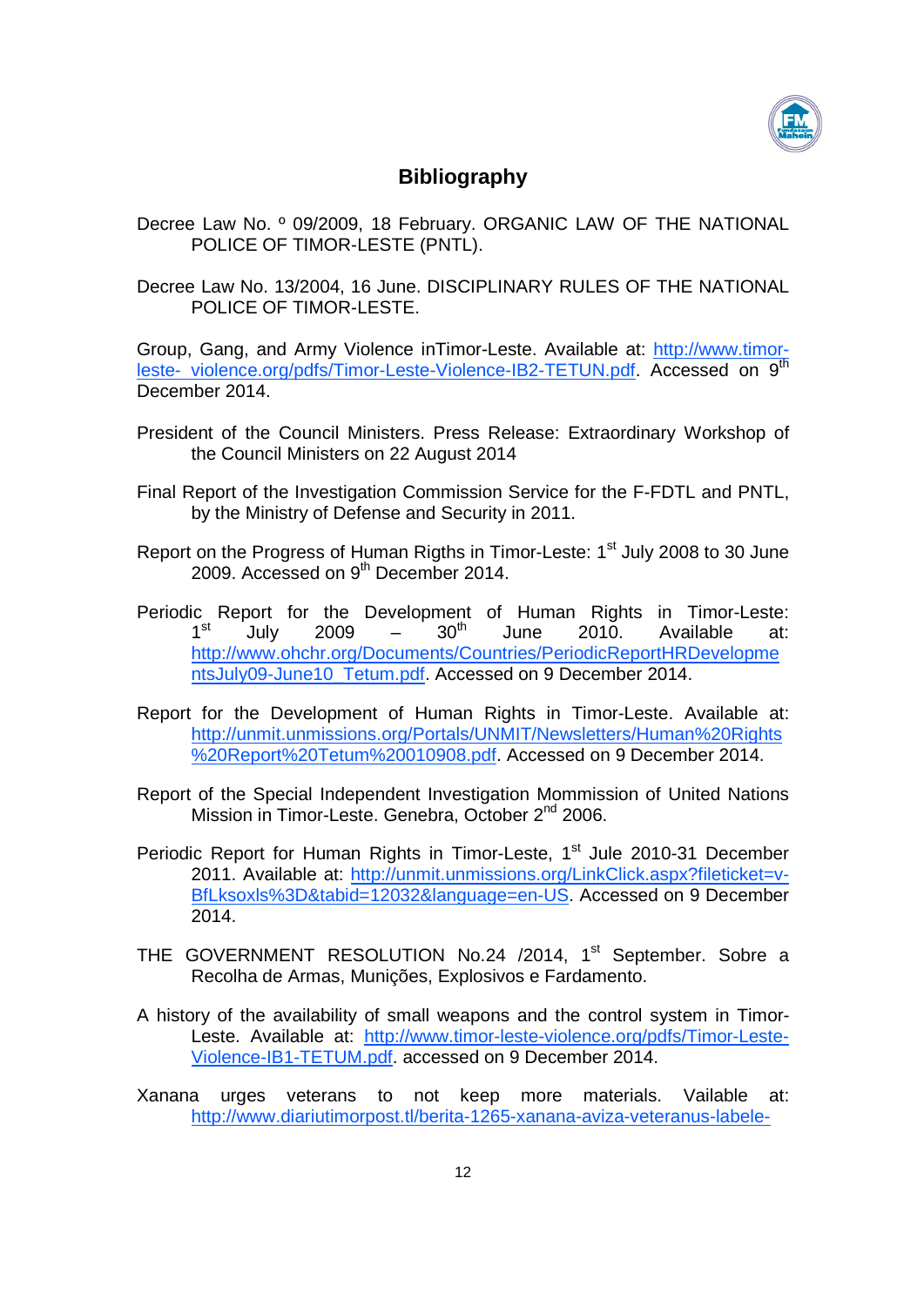## Bibliography

Decree Law No. º 09/2009, 18 February. ORGANIC LAW OF THE NATIONAL POLICE OF TIMOR-LESTE (PNTL).

Decree Law No. 13/2004, 16 June. DISCIPLINARY RULES OF THE NATIONAL POLICE OF TIMOR-LESTE.

Group, Gang, and Army Violence inTimor-Leste. Available at: http://www.timor-leste- violence.org/pdfs/Timor-Leste-Violence-IB2-TETUN.pdf. Accessed on 9th December 2014.

President of the Council Ministers. Press Release: Extraordinary Workshop of the Council Ministers on 22 August 2014

Final Report of the Investigation Commission Service for the F-FDTL and PNTL, by the Ministry of Defense and Security in 2011.

Report on the Progress of Human Rigths in Timor-Leste: 1st July 2008 to 30 June 2009. Accessed on 9th December 2014.

Periodic Report for the Development of Human Rights in Timor-Leste: 1st July 2009 – 30th June 2010. Available at: http://www.ohchr.org/Documents/Countries/PeriodicReportHRDevelopmentsJuly09-June10_Tetum.pdf. Accessed on 9 December 2014.

Report for the Development of Human Rights in Timor-Leste. Available at: http://unmit.unmissions.org/Portals/UNMIT/Newsletters/Human%20Rights%20Report%20Tetum%20010908.pdf. Accessed on 9 December 2014.

Report of the Special Independent Investigation Mommission of United Nations Mission in Timor-Leste. Genebra, October 2nd 2006.

Periodic Report for Human Rights in Timor-Leste, 1st Jule 2010-31 December 2011. Available at: http://unmit.unmissions.org/LinkClick.aspx?fileticket=v-BfLksoxls%3D&tabid=12032&language=en-US. Accessed on 9 December 2014.

THE GOVERNMENT RESOLUTION No.24 /2014, 1st September. Sobre a Recolha de Armas, Munições, Explosivos e Fardamento.

A history of the availability of small weapons and the control system in Timor-Leste. Available at: http://www.timor-leste-violence.org/pdfs/Timor-Leste-Violence-IB1-TETUM.pdf. accessed on 9 December 2014.

Xanana urges veterans to not keep more materials. Vailable at: http://www.diariutimorpost.tl/berita-1265-xanana-aviza-veteranus-labele-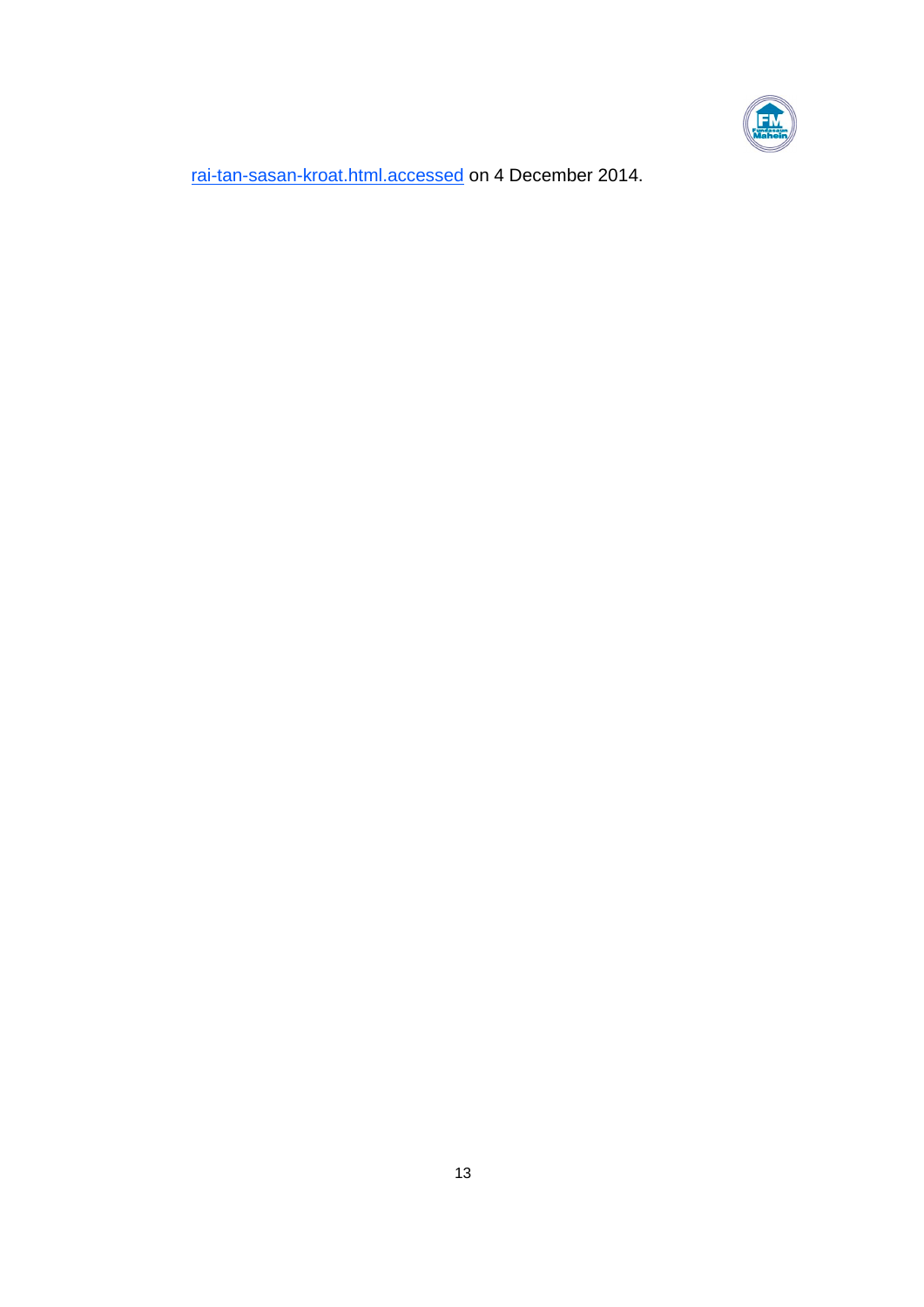rai-tan-sasan-kroat.html.accessed on 4 December 2014.